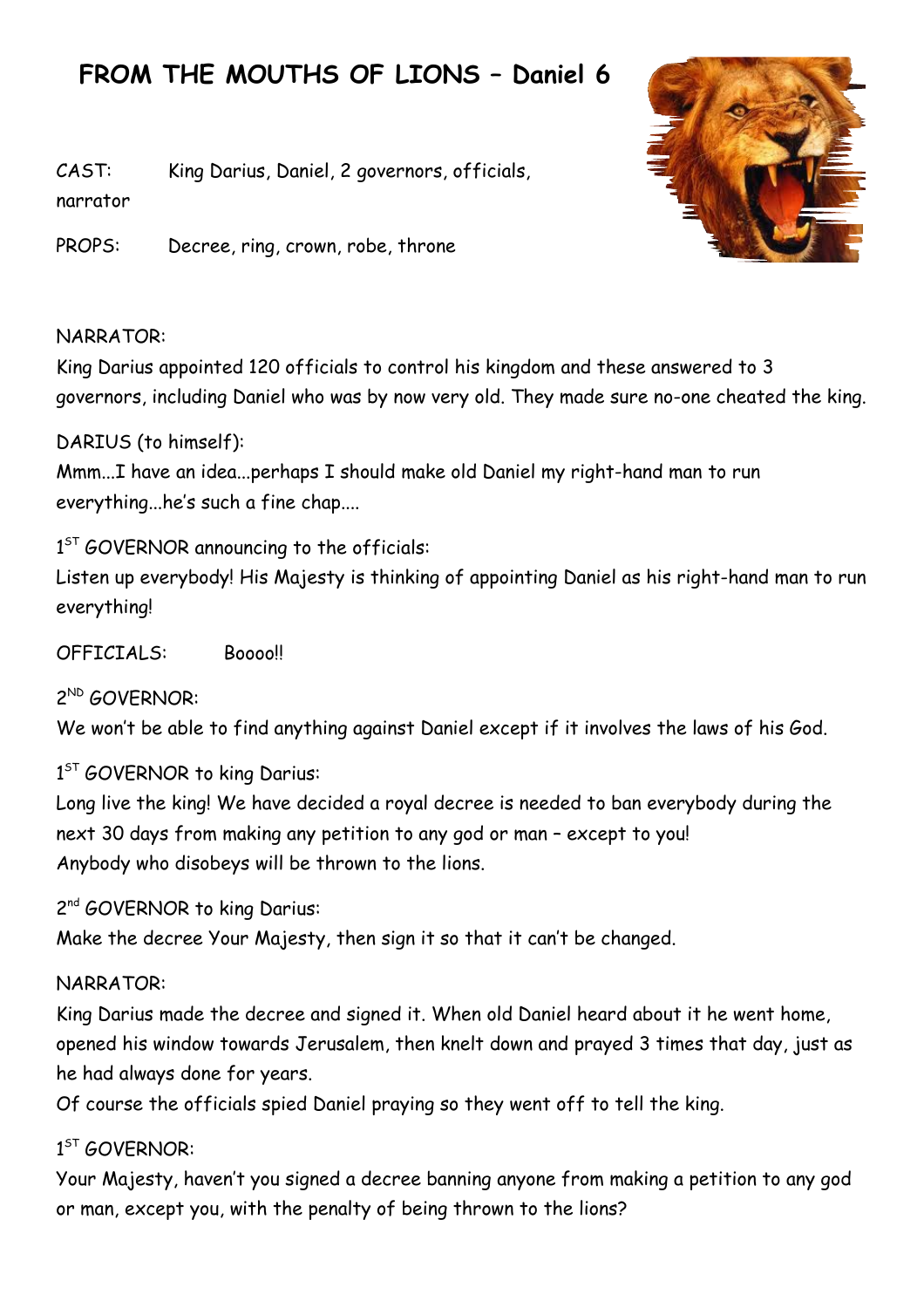# FROM THE MOUTHS OF LIONS – Daniel 6

CAST: King Darius, Daniel, 2 governors, officials, narrator

PROPS: Decree, ring, crown, robe, throne

NARRATOR:
King Darius appointed 120 officials to control his kingdom and these answered to 3 governors, including Daniel who was by now very old. They made sure no-one cheated the king.

DARIUS (to himself):
Mmm...I have an idea...perhaps I should make old Daniel my right-hand man to run everything...he's such a fine chap....

1ST GOVERNOR announcing to the officials:
Listen up everybody! His Majesty is thinking of appointing Daniel as his right-hand man to run everything!

OFFICIALS: Boooo!!

2ND GOVERNOR:
We won't be able to find anything against Daniel except if it involves the laws of his God.

1ST GOVERNOR to king Darius:
Long live the king! We have decided a royal decree is needed to ban everybody during the next 30 days from making any petition to any god or man – except to you!
Anybody who disobeys will be thrown to the lions.

2nd GOVERNOR to king Darius:
Make the decree Your Majesty, then sign it so that it can't be changed.

NARRATOR:
King Darius made the decree and signed it. When old Daniel heard about it he went home, opened his window towards Jerusalem, then knelt down and prayed 3 times that day, just as he had always done for years.
Of course the officials spied Daniel praying so they went off to tell the king.

1ST GOVERNOR:
Your Majesty, haven't you signed a decree banning anyone from making a petition to any god or man, except you, with the penalty of being thrown to the lions?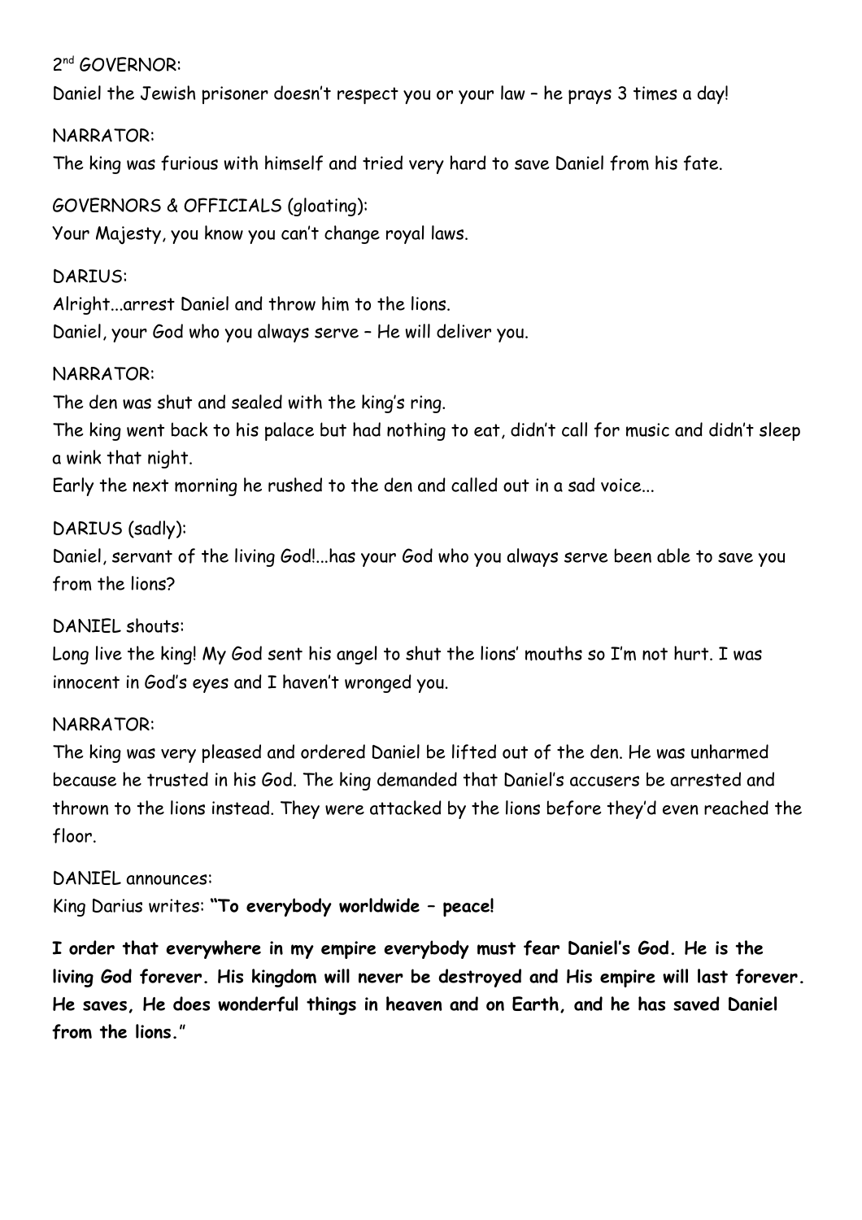2[nd] GOVERNOR:

Daniel the Jewish prisoner doesn't respect you or your law – he prays 3 times a day!

NARRATOR:

The king was furious with himself and tried very hard to save Daniel from his fate.

GOVERNORS & OFFICIALS (gloating):

Your Majesty, you know you can't change royal laws.

DARIUS:

Alright...arrest Daniel and throw him to the lions.
Daniel, your God who you always serve – He will deliver you.

NARRATOR:

The den was shut and sealed with the king's ring.
The king went back to his palace but had nothing to eat, didn't call for music and didn't sleep a wink that night.
Early the next morning he rushed to the den and called out in a sad voice...

DARIUS (sadly):

Daniel, servant of the living God!...has your God who you always serve been able to save you from the lions?

DANIEL shouts:

Long live the king! My God sent his angel to shut the lions' mouths so I'm not hurt. I was innocent in God's eyes and I haven't wronged you.

NARRATOR:

The king was very pleased and ordered Daniel be lifted out of the den. He was unharmed because he trusted in his God. The king demanded that Daniel's accusers be arrested and thrown to the lions instead. They were attacked by the lions before they'd even reached the floor.

DANIEL announces:

King Darius writes: **"To everybody worldwide – peace!**

**I order that everywhere in my empire everybody must fear Daniel's God. He is the living God forever. His kingdom will never be destroyed and His empire will last forever. He saves, He does wonderful things in heaven and on Earth, and he has saved Daniel from the lions.**"